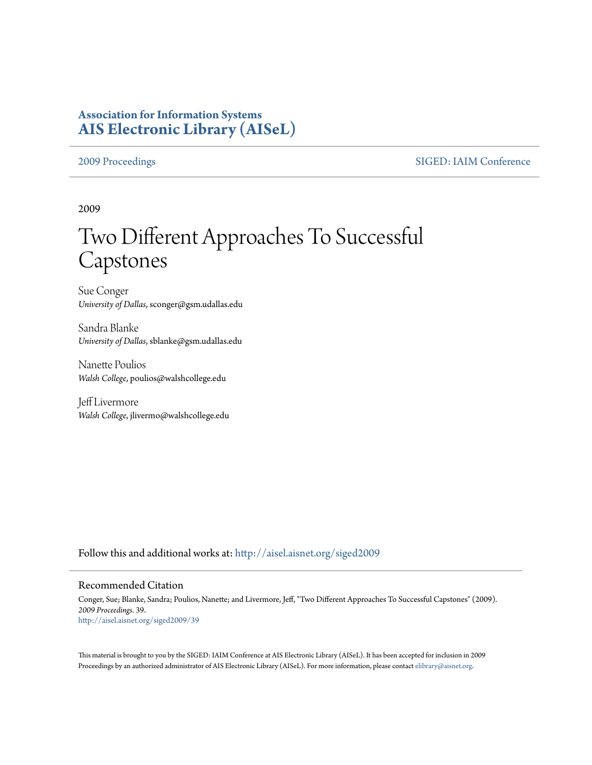**Association for Information Systems**
**AIS Electronic Library (AISeL)**

2009 Proceedings | SIGED: IAIM Conference

2009

# Two Different Approaches To Successful Capstones

Sue Conger
*University of Dallas*, sconger@gsm.udallas.edu

Sandra Blanke
*University of Dallas*, sblanke@gsm.udallas.edu

Nanette Poulios
*Walsh College*, poulios@walshcollege.edu

Jeff Livermore
*Walsh College*, jlivermo@walshcollege.edu

Follow this and additional works at: http://aisel.aisnet.org/siged2009

## Recommended Citation

Conger, Sue; Blanke, Sandra; Poulios, Nanette; and Livermore, Jeff, "Two Different Approaches To Successful Capstones" (2009). *2009 Proceedings*. 39.
http://aisel.aisnet.org/siged2009/39

This material is brought to you by the SIGED: IAIM Conference at AIS Electronic Library (AISeL). It has been accepted for inclusion in 2009 Proceedings by an authorized administrator of AIS Electronic Library (AISeL). For more information, please contact elibrary@aisnet.org.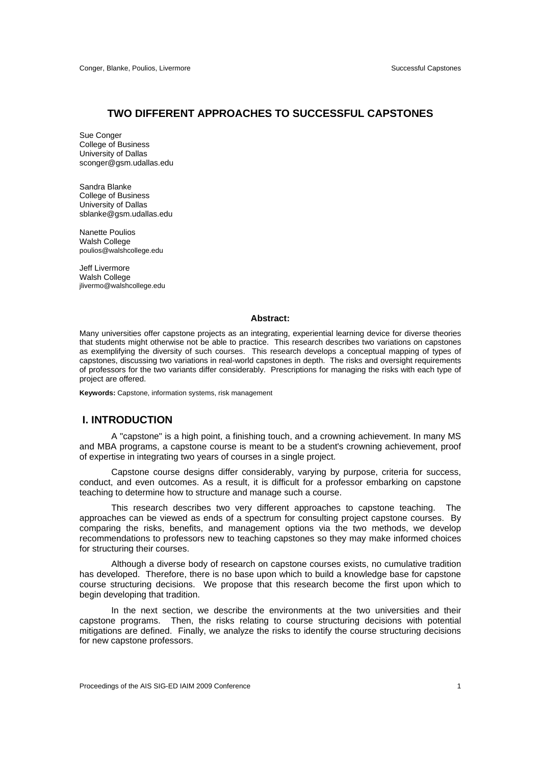# TWO DIFFERENT APPROACHES TO SUCCESSFUL CAPSTONES

Sue Conger
College of Business
University of Dallas
sconger@gsm.udallas.edu

Sandra Blanke
College of Business
University of Dallas
sblanke@gsm.udallas.edu

Nanette Poulios
Walsh College
poulios@walshcollege.edu

Jeff Livermore
Walsh College
jlivermo@walshcollege.edu

**Abstract:**

Many universities offer capstone projects as an integrating, experiential learning device for diverse theories that students might otherwise not be able to practice. This research describes two variations on capstones as exemplifying the diversity of such courses. This research develops a conceptual mapping of types of capstones, discussing two variations in real-world capstones in depth. The risks and oversight requirements of professors for the two variants differ considerably. Prescriptions for managing the risks with each type of project are offered.

**Keywords:** Capstone, information systems, risk management

## I. INTRODUCTION

A "capstone" is a high point, a finishing touch, and a crowning achievement. In many MS and MBA programs, a capstone course is meant to be a student's crowning achievement, proof of expertise in integrating two years of courses in a single project.

Capstone course designs differ considerably, varying by purpose, criteria for success, conduct, and even outcomes. As a result, it is difficult for a professor embarking on capstone teaching to determine how to structure and manage such a course.

This research describes two very different approaches to capstone teaching. The approaches can be viewed as ends of a spectrum for consulting project capstone courses. By comparing the risks, benefits, and management options via the two methods, we develop recommendations to professors new to teaching capstones so they may make informed choices for structuring their courses.

Although a diverse body of research on capstone courses exists, no cumulative tradition has developed. Therefore, there is no base upon which to build a knowledge base for capstone course structuring decisions. We propose that this research become the first upon which to begin developing that tradition.

In the next section, we describe the environments at the two universities and their capstone programs. Then, the risks relating to course structuring decisions with potential mitigations are defined. Finally, we analyze the risks to identify the course structuring decisions for new capstone professors.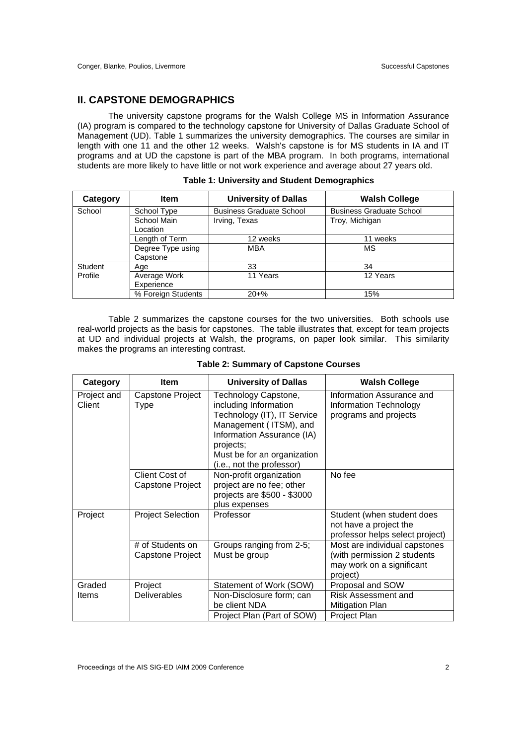## II. CAPSTONE DEMOGRAPHICS

The university capstone programs for the Walsh College MS in Information Assurance (IA) program is compared to the technology capstone for University of Dallas Graduate School of Management (UD). Table 1 summarizes the university demographics. The courses are similar in length with one 11 and the other 12 weeks. Walsh's capstone is for MS students in IA and IT programs and at UD the capstone is part of the MBA program. In both programs, international students are more likely to have little or not work experience and average about 27 years old.

**Table 1: University and Student Demographics**

| Category | Item | University of Dallas | Walsh College |
|---|---|---|---|
| School | School Type | Business Graduate School | Business Graduate School |
| | School Main Location | Irving, Texas | Troy, Michigan |
| | Length of Term | 12 weeks | 11 weeks |
| | Degree Type using Capstone | MBA | MS |
| Student Profile | Age | 33 | 34 |
| | Average Work Experience | 11 Years | 12 Years |
| | % Foreign Students | 20+% | 15% |

Table 2 summarizes the capstone courses for the two universities. Both schools use real-world projects as the basis for capstones. The table illustrates that, except for team projects at UD and individual projects at Walsh, the programs, on paper look similar. This similarity makes the programs an interesting contrast.

**Table 2: Summary of Capstone Courses**

| Category | Item | University of Dallas | Walsh College |
|---|---|---|---|
| Project and Client | Capstone Project Type | Technology Capstone, including Information Technology (IT), IT Service Management ( ITSM), and Information Assurance (IA) projects; Must be for an organization (i.e., not the professor) | Information Assurance and Information Technology programs and projects |
| | Client Cost of Capstone Project | Non-profit organization project are no fee; other projects are $500 - $3000 plus expenses | No fee |
| Project | Project Selection | Professor | Student (when student does not have a project the professor helps select project) |
| | # of Students on Capstone Project | Groups ranging from 2-5; Must be group | Most are individual capstones (with permission 2 students may work on a significant project) |
| Graded Items | Project Deliverables | Statement of Work (SOW) | Proposal and SOW |
| | | Non-Disclosure form; can be client NDA | Risk Assessment and Mitigation Plan |
| | | Project Plan (Part of SOW) | Project Plan |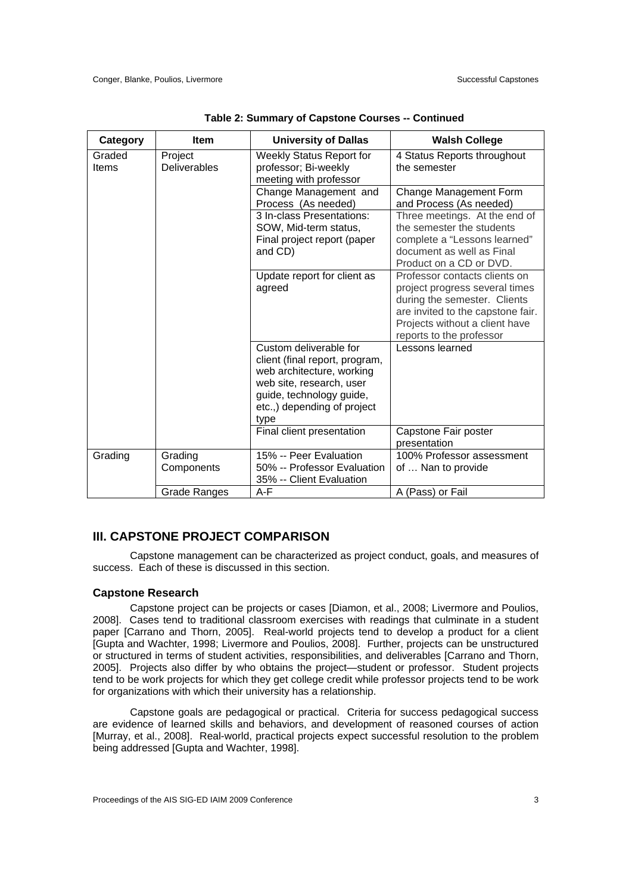**Table 2: Summary of Capstone Courses -- Continued**

| Category | Item | University of Dallas | Walsh College |
|---|---|---|---|
| Graded Items | Project Deliverables | Weekly Status Report for professor; Bi-weekly meeting with professor | 4 Status Reports throughout the semester |
| | | Change Management and Process (As needed) | Change Management Form and Process (As needed) |
| | | 3 In-class Presentations: SOW, Mid-term status, Final project report (paper and CD) | Three meetings. At the end of the semester the students complete a "Lessons learned" document as well as Final Product on a CD or DVD. |
| | | Update report for client as agreed | Professor contacts clients on project progress several times during the semester. Clients are invited to the capstone fair. Projects without a client have reports to the professor |
| | | Custom deliverable for client (final report, program, web architecture, working web site, research, user guide, technology guide, etc.,) depending of project type | Lessons learned |
| | | Final client presentation | Capstone Fair poster presentation |
| Grading | Grading Components | 15% -- Peer Evaluation<br>50% -- Professor Evaluation<br>35% -- Client Evaluation | 100% Professor assessment of … Nan to provide |
| | Grade Ranges | A-F | A (Pass) or Fail |

## III. CAPSTONE PROJECT COMPARISON

Capstone management can be characterized as project conduct, goals, and measures of success. Each of these is discussed in this section.

### Capstone Research

Capstone project can be projects or cases [Diamon, et al., 2008; Livermore and Poulios, 2008]. Cases tend to traditional classroom exercises with readings that culminate in a student paper [Carrano and Thorn, 2005]. Real-world projects tend to develop a product for a client [Gupta and Wachter, 1998; Livermore and Poulios, 2008]. Further, projects can be unstructured or structured in terms of student activities, responsibilities, and deliverables [Carrano and Thorn, 2005]. Projects also differ by who obtains the project—student or professor. Student projects tend to be work projects for which they get college credit while professor projects tend to be work for organizations with which their university has a relationship.

Capstone goals are pedagogical or practical. Criteria for success pedagogical success are evidence of learned skills and behaviors, and development of reasoned courses of action [Murray, et al., 2008]. Real-world, practical projects expect successful resolution to the problem being addressed [Gupta and Wachter, 1998].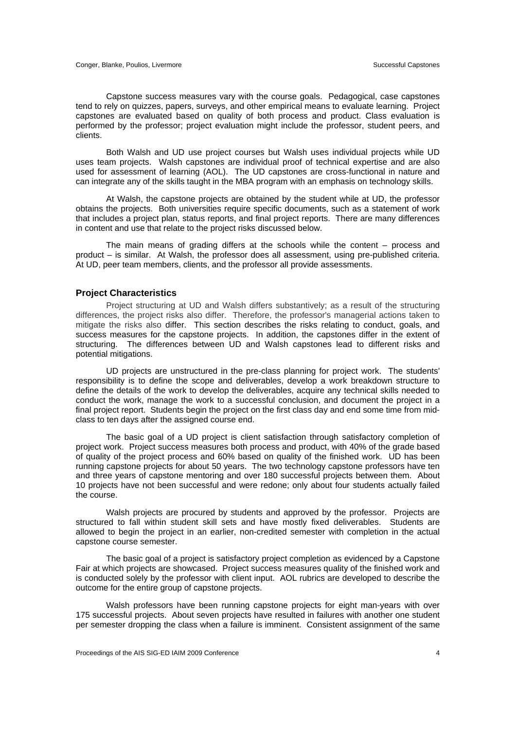Capstone success measures vary with the course goals. Pedagogical, case capstones tend to rely on quizzes, papers, surveys, and other empirical means to evaluate learning. Project capstones are evaluated based on quality of both process and product. Class evaluation is performed by the professor; project evaluation might include the professor, student peers, and clients.

Both Walsh and UD use project courses but Walsh uses individual projects while UD uses team projects. Walsh capstones are individual proof of technical expertise and are also used for assessment of learning (AOL). The UD capstones are cross-functional in nature and can integrate any of the skills taught in the MBA program with an emphasis on technology skills.

At Walsh, the capstone projects are obtained by the student while at UD, the professor obtains the projects. Both universities require specific documents, such as a statement of work that includes a project plan, status reports, and final project reports. There are many differences in content and use that relate to the project risks discussed below.

The main means of grading differs at the schools while the content – process and product – is similar. At Walsh, the professor does all assessment, using pre-published criteria. At UD, peer team members, clients, and the professor all provide assessments.

### Project Characteristics

Project structuring at UD and Walsh differs substantively; as a result of the structuring differences, the project risks also differ. Therefore, the professor's managerial actions taken to mitigate the risks also differ. This section describes the risks relating to conduct, goals, and success measures for the capstone projects. In addition, the capstones differ in the extent of structuring. The differences between UD and Walsh capstones lead to different risks and potential mitigations.

UD projects are unstructured in the pre-class planning for project work. The students' responsibility is to define the scope and deliverables, develop a work breakdown structure to define the details of the work to develop the deliverables, acquire any technical skills needed to conduct the work, manage the work to a successful conclusion, and document the project in a final project report. Students begin the project on the first class day and end some time from mid-class to ten days after the assigned course end.

The basic goal of a UD project is client satisfaction through satisfactory completion of project work. Project success measures both process and product, with 40% of the grade based of quality of the project process and 60% based on quality of the finished work. UD has been running capstone projects for about 50 years. The two technology capstone professors have ten and three years of capstone mentoring and over 180 successful projects between them. About 10 projects have not been successful and were redone; only about four students actually failed the course.

Walsh projects are procured by students and approved by the professor. Projects are structured to fall within student skill sets and have mostly fixed deliverables. Students are allowed to begin the project in an earlier, non-credited semester with completion in the actual capstone course semester.

The basic goal of a project is satisfactory project completion as evidenced by a Capstone Fair at which projects are showcased. Project success measures quality of the finished work and is conducted solely by the professor with client input. AOL rubrics are developed to describe the outcome for the entire group of capstone projects.

Walsh professors have been running capstone projects for eight man-years with over 175 successful projects. About seven projects have resulted in failures with another one student per semester dropping the class when a failure is imminent. Consistent assignment of the same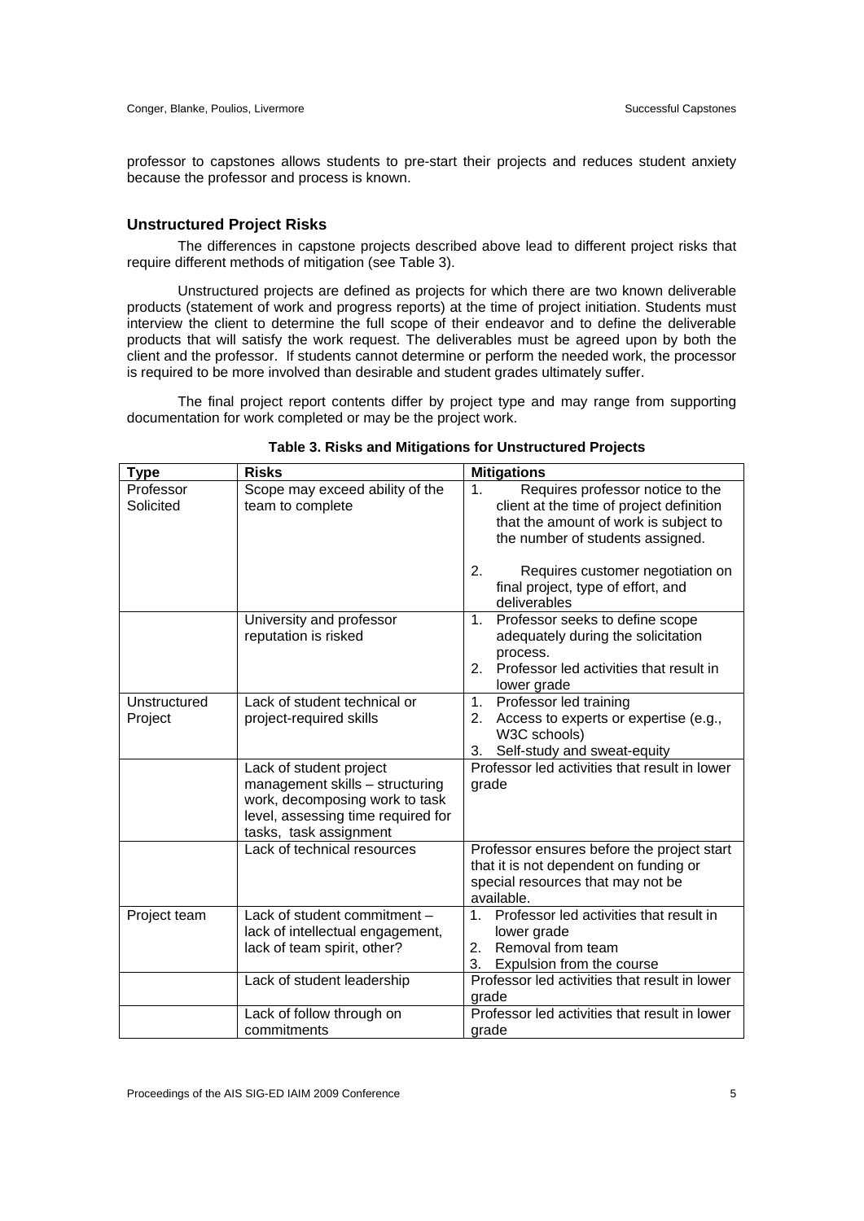professor to capstones allows students to pre-start their projects and reduces student anxiety because the professor and process is known.

### Unstructured Project Risks

The differences in capstone projects described above lead to different project risks that require different methods of mitigation (see Table 3).

Unstructured projects are defined as projects for which there are two known deliverable products (statement of work and progress reports) at the time of project initiation. Students must interview the client to determine the full scope of their endeavor and to define the deliverable products that will satisfy the work request. The deliverables must be agreed upon by both the client and the professor. If students cannot determine or perform the needed work, the processor is required to be more involved than desirable and student grades ultimately suffer.

The final project report contents differ by project type and may range from supporting documentation for work completed or may be the project work.

**Table 3. Risks and Mitigations for Unstructured Projects**

| Type | Risks | Mitigations |
|---|---|---|
| Professor Solicited | Scope may exceed ability of the team to complete | 1. Requires professor notice to the client at the time of project definition that the amount of work is subject to the number of students assigned.<br>2. Requires customer negotiation on final project, type of effort, and deliverables |
| | University and professor reputation is risked | 1. Professor seeks to define scope adequately during the solicitation process.<br>2. Professor led activities that result in lower grade |
| Unstructured Project | Lack of student technical or project-required skills | 1. Professor led training<br>2. Access to experts or expertise (e.g., W3C schools)<br>3. Self-study and sweat-equity |
| | Lack of student project management skills – structuring work, decomposing work to task level, assessing time required for tasks, task assignment | Professor led activities that result in lower grade |
| | Lack of technical resources | Professor ensures before the project start that it is not dependent on funding or special resources that may not be available. |
| Project team | Lack of student commitment – lack of intellectual engagement, lack of team spirit, other? | 1. Professor led activities that result in lower grade<br>2. Removal from team<br>3. Expulsion from the course |
| | Lack of student leadership | Professor led activities that result in lower grade |
| | Lack of follow through on commitments | Professor led activities that result in lower grade |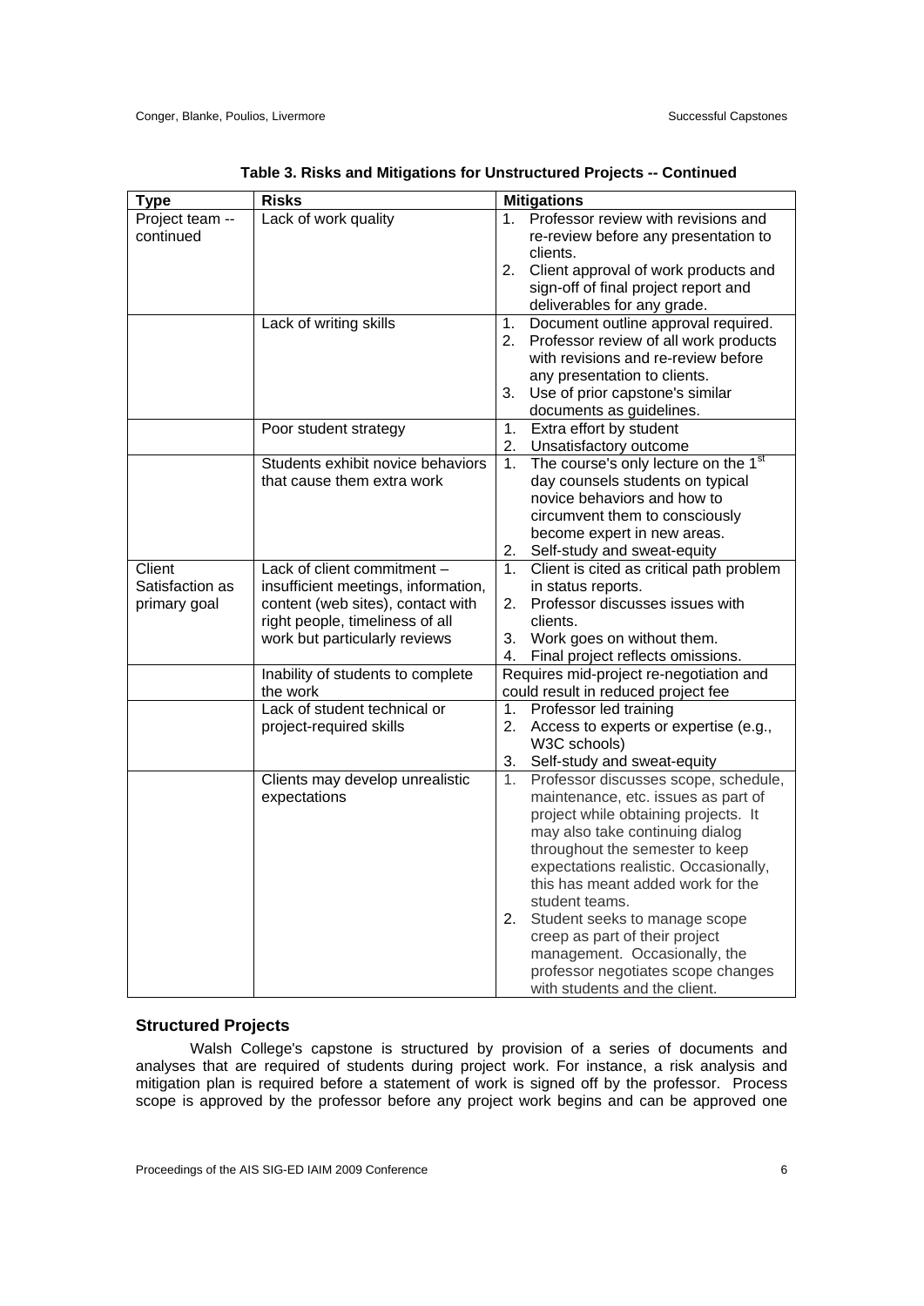**Table 3. Risks and Mitigations for Unstructured Projects -- Continued**

| Type | Risks | Mitigations |
|---|---|---|
| Project team -- continued | Lack of work quality | 1. Professor review with revisions and re-review before any presentation to clients. 2. Client approval of work products and sign-off of final project report and deliverables for any grade. |
| | Lack of writing skills | 1. Document outline approval required. 2. Professor review of all work products with revisions and re-review before any presentation to clients. 3. Use of prior capstone's similar documents as guidelines. |
| | Poor student strategy | 1. Extra effort by student 2. Unsatisfactory outcome |
| | Students exhibit novice behaviors that cause them extra work | 1. The course's only lecture on the 1st day counsels students on typical novice behaviors and how to circumvent them to consciously become expert in new areas. 2. Self-study and sweat-equity |
| Client Satisfaction as primary goal | Lack of client commitment – insufficient meetings, information, content (web sites), contact with right people, timeliness of all work but particularly reviews | 1. Client is cited as critical path problem in status reports. 2. Professor discusses issues with clients. 3. Work goes on without them. 4. Final project reflects omissions. |
| | Inability of students to complete the work | Requires mid-project re-negotiation and could result in reduced project fee |
| | Lack of student technical or project-required skills | 1. Professor led training 2. Access to experts or expertise (e.g., W3C schools) 3. Self-study and sweat-equity |
| | Clients may develop unrealistic expectations | 1. Professor discusses scope, schedule, maintenance, etc. issues as part of project while obtaining projects. It may also take continuing dialog throughout the semester to keep expectations realistic. Occasionally, this has meant added work for the student teams. 2. Student seeks to manage scope creep as part of their project management. Occasionally, the professor negotiates scope changes with students and the client. |

### Structured Projects

Walsh College's capstone is structured by provision of a series of documents and analyses that are required of students during project work. For instance, a risk analysis and mitigation plan is required before a statement of work is signed off by the professor. Process scope is approved by the professor before any project work begins and can be approved one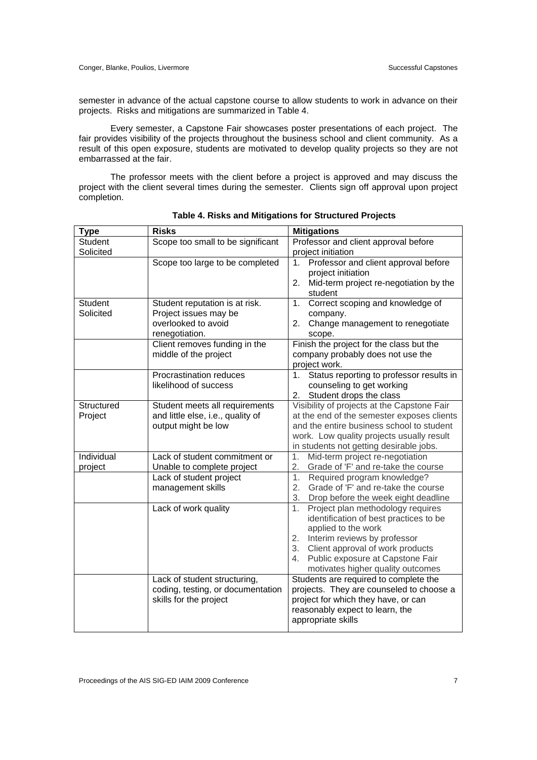semester in advance of the actual capstone course to allow students to work in advance on their projects. Risks and mitigations are summarized in Table 4.

Every semester, a Capstone Fair showcases poster presentations of each project. The fair provides visibility of the projects throughout the business school and client community. As a result of this open exposure, students are motivated to develop quality projects so they are not embarrassed at the fair.

The professor meets with the client before a project is approved and may discuss the project with the client several times during the semester. Clients sign off approval upon project completion.

**Table 4. Risks and Mitigations for Structured Projects**

| Type | Risks | Mitigations |
|---|---|---|
| Student Solicited | Scope too small to be significant | Professor and client approval before project initiation |
| | Scope too large to be completed | 1. Professor and client approval before project initiation<br>2. Mid-term project re-negotiation by the student |
| Student Solicited | Student reputation is at risk. Project issues may be overlooked to avoid renegotiation. | 1. Correct scoping and knowledge of company.<br>2. Change management to renegotiate scope. |
| | Client removes funding in the middle of the project | Finish the project for the class but the company probably does not use the project work. |
| | Procrastination reduces likelihood of success | 1. Status reporting to professor results in counseling to get working<br>2. Student drops the class |
| Structured Project | Student meets all requirements and little else, i.e., quality of output might be low | Visibility of projects at the Capstone Fair at the end of the semester exposes clients and the entire business school to student work. Low quality projects usually result in students not getting desirable jobs. |
| Individual project | Lack of student commitment or Unable to complete project | 1. Mid-term project re-negotiation<br>2. Grade of 'F' and re-take the course |
| | Lack of student project management skills | 1. Required program knowledge?<br>2. Grade of 'F' and re-take the course<br>3. Drop before the week eight deadline |
| | Lack of work quality | 1. Project plan methodology requires identification of best practices to be applied to the work<br>2. Interim reviews by professor<br>3. Client approval of work products<br>4. Public exposure at Capstone Fair motivates higher quality outcomes |
| | Lack of student structuring, coding, testing, or documentation skills for the project | Students are required to complete the projects. They are counseled to choose a project for which they have, or can reasonably expect to learn, the appropriate skills |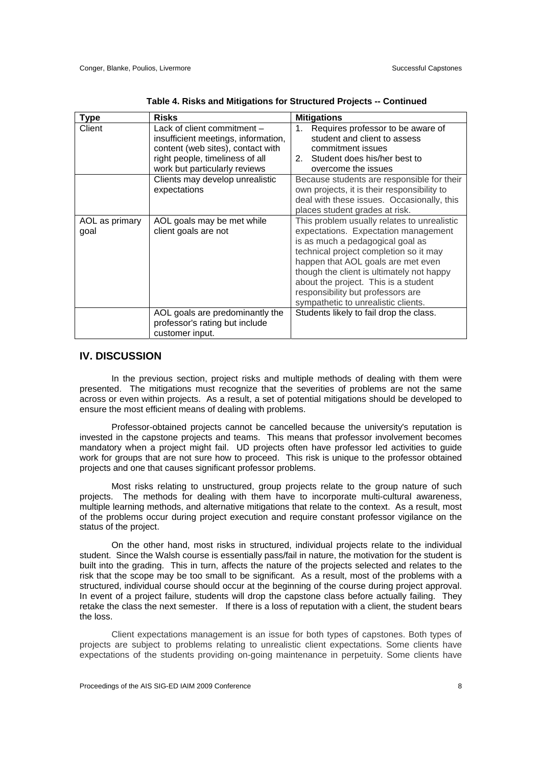**Table 4. Risks and Mitigations for Structured Projects -- Continued**

| Type | Risks | Mitigations |
|---|---|---|
| Client | Lack of client commitment – insufficient meetings, information, content (web sites), contact with right people, timeliness of all work but particularly reviews | 1. Requires professor to be aware of student and client to assess commitment issues<br>2. Student does his/her best to overcome the issues |
| | Clients may develop unrealistic expectations | Because students are responsible for their own projects, it is their responsibility to deal with these issues. Occasionally, this places student grades at risk. |
| AOL as primary goal | AOL goals may be met while client goals are not | This problem usually relates to unrealistic expectations. Expectation management is as much a pedagogical goal as technical project completion so it may happen that AOL goals are met even though the client is ultimately not happy about the project. This is a student responsibility but professors are sympathetic to unrealistic clients. |
| | AOL goals are predominantly the professor's rating but include customer input. | Students likely to fail drop the class. |

## IV. DISCUSSION

In the previous section, project risks and multiple methods of dealing with them were presented. The mitigations must recognize that the severities of problems are not the same across or even within projects. As a result, a set of potential mitigations should be developed to ensure the most efficient means of dealing with problems.

Professor-obtained projects cannot be cancelled because the university's reputation is invested in the capstone projects and teams. This means that professor involvement becomes mandatory when a project might fail. UD projects often have professor led activities to guide work for groups that are not sure how to proceed. This risk is unique to the professor obtained projects and one that causes significant professor problems.

Most risks relating to unstructured, group projects relate to the group nature of such projects. The methods for dealing with them have to incorporate multi-cultural awareness, multiple learning methods, and alternative mitigations that relate to the context. As a result, most of the problems occur during project execution and require constant professor vigilance on the status of the project.

On the other hand, most risks in structured, individual projects relate to the individual student. Since the Walsh course is essentially pass/fail in nature, the motivation for the student is built into the grading. This in turn, affects the nature of the projects selected and relates to the risk that the scope may be too small to be significant. As a result, most of the problems with a structured, individual course should occur at the beginning of the course during project approval. In event of a project failure, students will drop the capstone class before actually failing. They retake the class the next semester. If there is a loss of reputation with a client, the student bears the loss.

Client expectations management is an issue for both types of capstones. Both types of projects are subject to problems relating to unrealistic client expectations. Some clients have expectations of the students providing on-going maintenance in perpetuity. Some clients have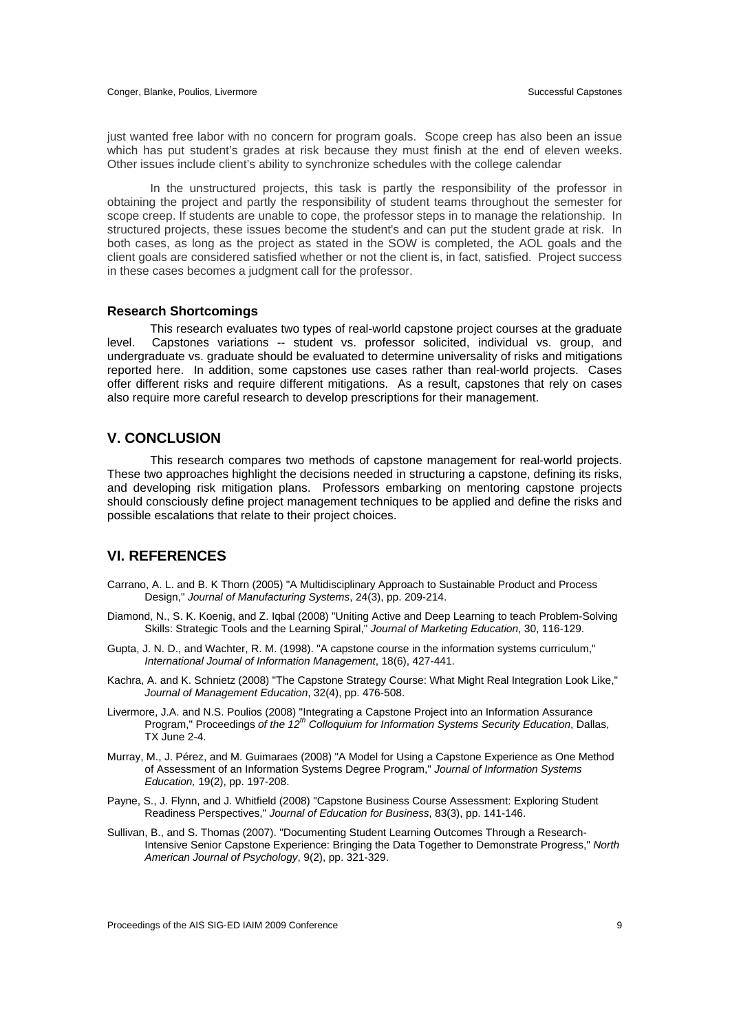just wanted free labor with no concern for program goals. Scope creep has also been an issue which has put student's grades at risk because they must finish at the end of eleven weeks. Other issues include client's ability to synchronize schedules with the college calendar

In the unstructured projects, this task is partly the responsibility of the professor in obtaining the project and partly the responsibility of student teams throughout the semester for scope creep. If students are unable to cope, the professor steps in to manage the relationship. In structured projects, these issues become the student's and can put the student grade at risk. In both cases, as long as the project as stated in the SOW is completed, the AOL goals and the client goals are considered satisfied whether or not the client is, in fact, satisfied. Project success in these cases becomes a judgment call for the professor.

### Research Shortcomings

This research evaluates two types of real-world capstone project courses at the graduate level. Capstones variations -- student vs. professor solicited, individual vs. group, and undergraduate vs. graduate should be evaluated to determine universality of risks and mitigations reported here. In addition, some capstones use cases rather than real-world projects. Cases offer different risks and require different mitigations. As a result, capstones that rely on cases also require more careful research to develop prescriptions for their management.

## V. CONCLUSION

This research compares two methods of capstone management for real-world projects. These two approaches highlight the decisions needed in structuring a capstone, defining its risks, and developing risk mitigation plans. Professors embarking on mentoring capstone projects should consciously define project management techniques to be applied and define the risks and possible escalations that relate to their project choices.

## VI. REFERENCES

Carrano, A. L. and B. K Thorn (2005) "A Multidisciplinary Approach to Sustainable Product and Process Design," *Journal of Manufacturing Systems*, 24(3), pp. 209-214.

Diamond, N., S. K. Koenig, and Z. Iqbal (2008) "Uniting Active and Deep Learning to teach Problem-Solving Skills: Strategic Tools and the Learning Spiral," *Journal of Marketing Education*, 30, 116-129.

Gupta, J. N. D., and Wachter, R. M. (1998). "A capstone course in the information systems curriculum," *International Journal of Information Management*, 18(6), 427-441.

Kachra, A. and K. Schnietz (2008) "The Capstone Strategy Course: What Might Real Integration Look Like," *Journal of Management Education*, 32(4), pp. 476-508.

Livermore, J.A. and N.S. Poulios (2008) "Integrating a Capstone Project into an Information Assurance Program," Proceedings *of the 12th Colloquium for Information Systems Security Education*, Dallas, TX June 2-4.

Murray, M., J. Pérez, and M. Guimaraes (2008) "A Model for Using a Capstone Experience as One Method of Assessment of an Information Systems Degree Program," *Journal of Information Systems Education,* 19(2), pp. 197-208.

Payne, S., J. Flynn, and J. Whitfield (2008) "Capstone Business Course Assessment: Exploring Student Readiness Perspectives," *Journal of Education for Business*, 83(3), pp. 141-146.

Sullivan, B., and S. Thomas (2007). "Documenting Student Learning Outcomes Through a Research-Intensive Senior Capstone Experience: Bringing the Data Together to Demonstrate Progress," *North American Journal of Psychology*, 9(2), pp. 321-329.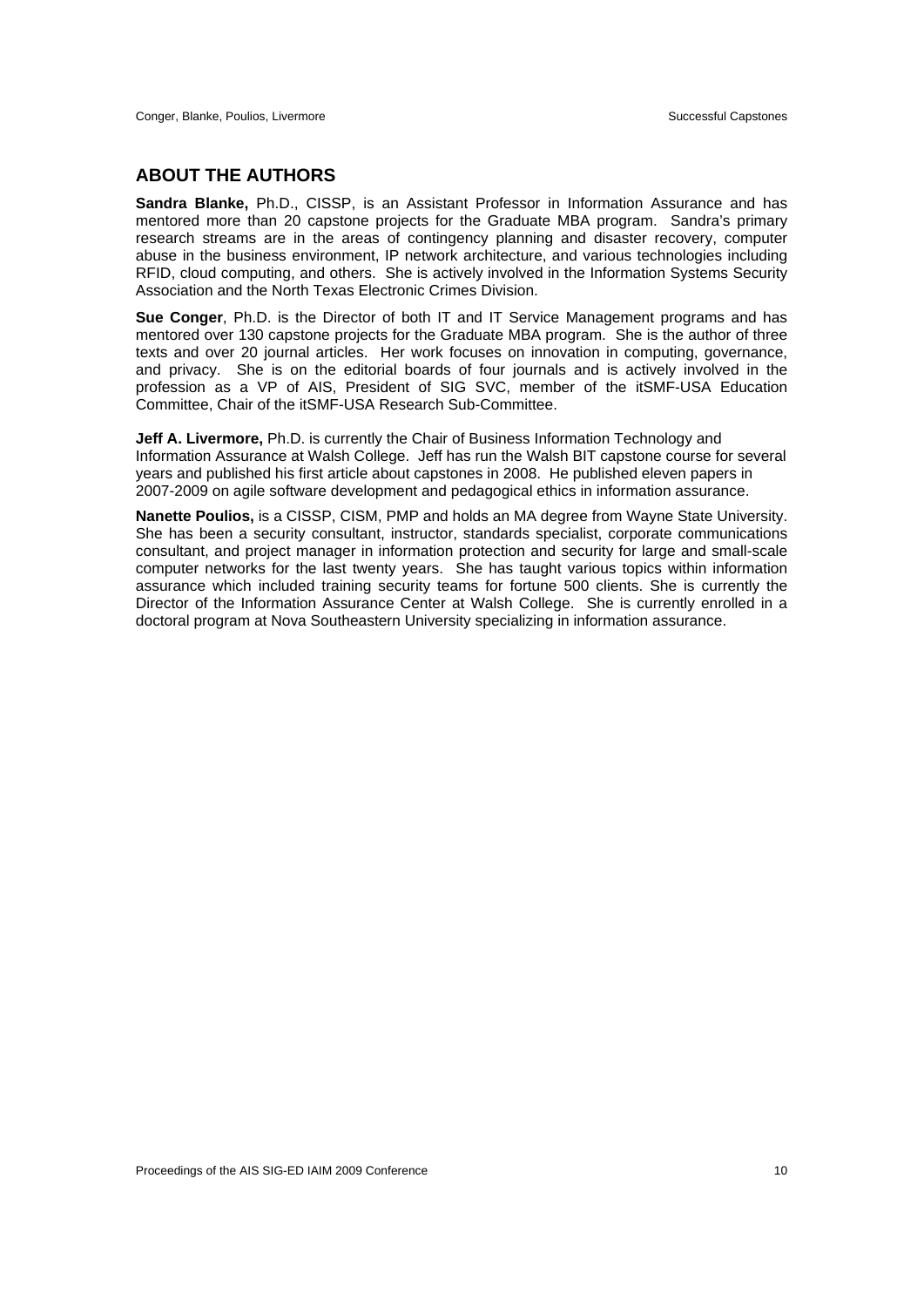## ABOUT THE AUTHORS

**Sandra Blanke,** Ph.D., CISSP, is an Assistant Professor in Information Assurance and has mentored more than 20 capstone projects for the Graduate MBA program. Sandra's primary research streams are in the areas of contingency planning and disaster recovery, computer abuse in the business environment, IP network architecture, and various technologies including RFID, cloud computing, and others. She is actively involved in the Information Systems Security Association and the North Texas Electronic Crimes Division.

**Sue Conger**, Ph.D. is the Director of both IT and IT Service Management programs and has mentored over 130 capstone projects for the Graduate MBA program. She is the author of three texts and over 20 journal articles. Her work focuses on innovation in computing, governance, and privacy. She is on the editorial boards of four journals and is actively involved in the profession as a VP of AIS, President of SIG SVC, member of the itSMF-USA Education Committee, Chair of the itSMF-USA Research Sub-Committee.

**Jeff A. Livermore,** Ph.D. is currently the Chair of Business Information Technology and Information Assurance at Walsh College. Jeff has run the Walsh BIT capstone course for several years and published his first article about capstones in 2008. He published eleven papers in 2007-2009 on agile software development and pedagogical ethics in information assurance.

**Nanette Poulios,** is a CISSP, CISM, PMP and holds an MA degree from Wayne State University. She has been a security consultant, instructor, standards specialist, corporate communications consultant, and project manager in information protection and security for large and small-scale computer networks for the last twenty years. She has taught various topics within information assurance which included training security teams for fortune 500 clients. She is currently the Director of the Information Assurance Center at Walsh College. She is currently enrolled in a doctoral program at Nova Southeastern University specializing in information assurance.